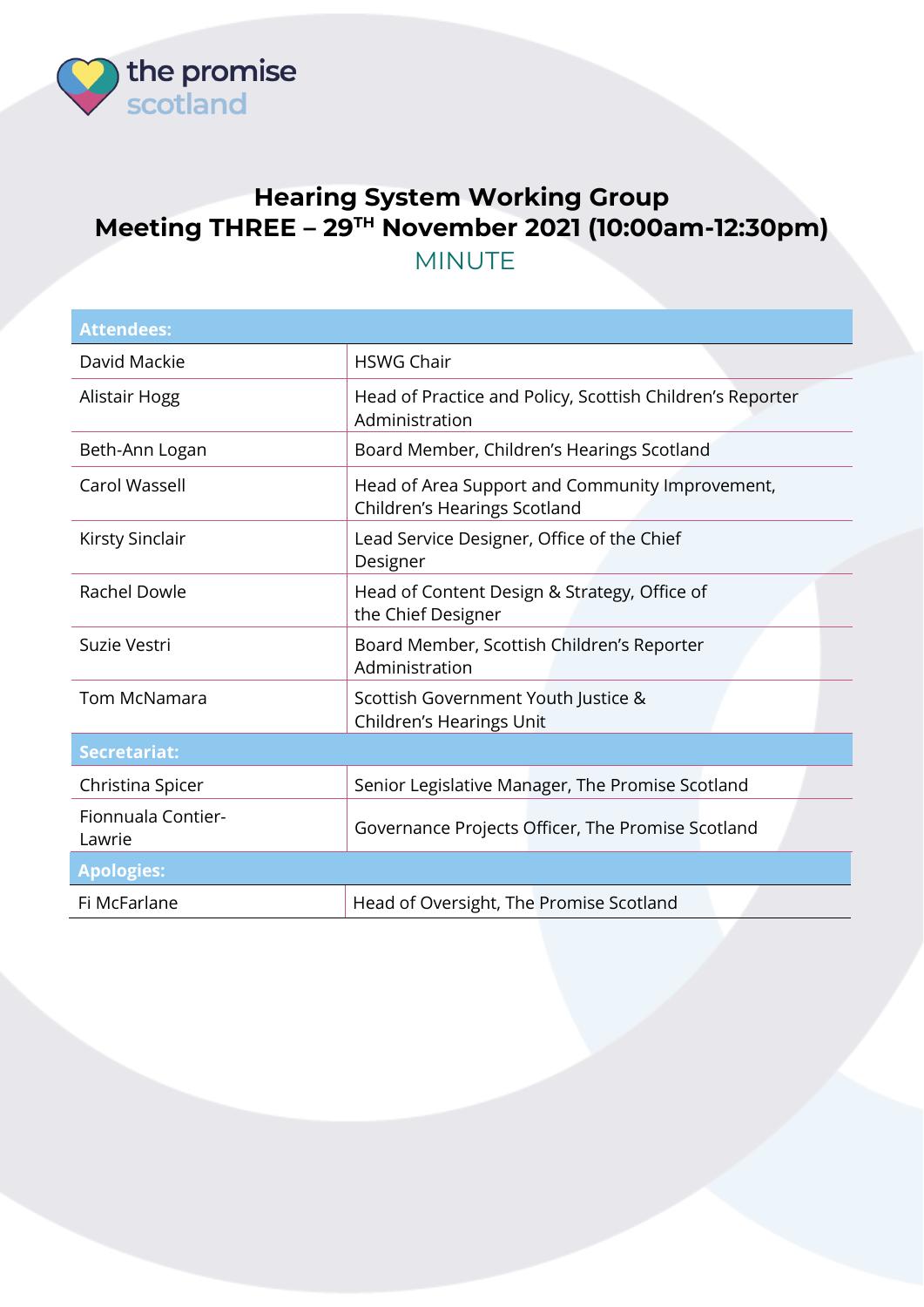the promise scotland

# Hearing System Working Group
## Meeting THREE – 29TH November 2021 (10:00am-12:30pm)

MINUTE

| Attendees: | |
|---|---|
| David Mackie | HSWG Chair |
| Alistair Hogg | Head of Practice and Policy, Scottish Children's Reporter Administration |
| Beth-Ann Logan | Board Member, Children's Hearings Scotland |
| Carol Wassell | Head of Area Support and Community Improvement, Children's Hearings Scotland |
| Kirsty Sinclair | Lead Service Designer, Office of the Chief Designer |
| Rachel Dowle | Head of Content Design & Strategy, Office of the Chief Designer |
| Suzie Vestri | Board Member, Scottish Children's Reporter Administration |
| Tom McNamara | Scottish Government Youth Justice & Children's Hearings Unit |
| **Secretariat:** | |
| Christina Spicer | Senior Legislative Manager, The Promise Scotland |
| Fionnuala Contier-Lawrie | Governance Projects Officer, The Promise Scotland |
| **Apologies:** | |
| Fi McFarlane | Head of Oversight, The Promise Scotland |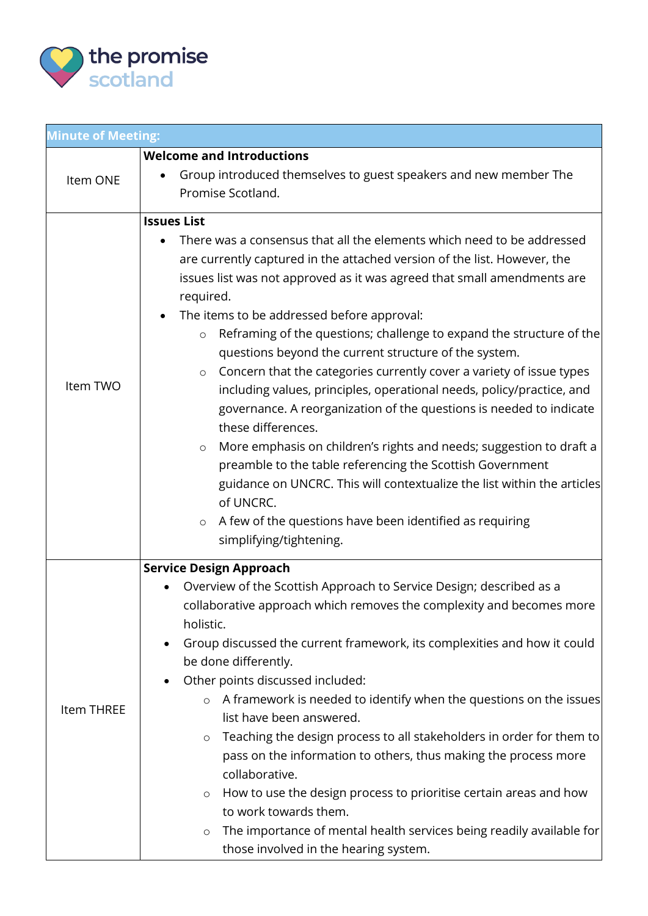| Minute of Meeting: | |
|---|---|
| Item ONE | **Welcome and Introductions**<br>• Group introduced themselves to guest speakers and new member The Promise Scotland. |
| Item TWO | **Issues List**<br>• There was a consensus that all the elements which need to be addressed are currently captured in the attached version of the list. However, the issues list was not approved as it was agreed that small amendments are required.<br>• The items to be addressed before approval:<br>&nbsp;&nbsp;&nbsp;&nbsp;○ Reframing of the questions; challenge to expand the structure of the questions beyond the current structure of the system.<br>&nbsp;&nbsp;&nbsp;&nbsp;○ Concern that the categories currently cover a variety of issue types including values, principles, operational needs, policy/practice, and governance. A reorganization of the questions is needed to indicate these differences.<br>&nbsp;&nbsp;&nbsp;&nbsp;○ More emphasis on children's rights and needs; suggestion to draft a preamble to the table referencing the Scottish Government guidance on UNCRC. This will contextualize the list within the articles of UNCRC.<br>&nbsp;&nbsp;&nbsp;&nbsp;○ A few of the questions have been identified as requiring simplifying/tightening. |
| Item THREE | **Service Design Approach**<br>• Overview of the Scottish Approach to Service Design; described as a collaborative approach which removes the complexity and becomes more holistic.<br>• Group discussed the current framework, its complexities and how it could be done differently.<br>• Other points discussed included:<br>&nbsp;&nbsp;&nbsp;&nbsp;○ A framework is needed to identify when the questions on the issues list have been answered.<br>&nbsp;&nbsp;&nbsp;&nbsp;○ Teaching the design process to all stakeholders in order for them to pass on the information to others, thus making the process more collaborative.<br>&nbsp;&nbsp;&nbsp;&nbsp;○ How to use the design process to prioritise certain areas and how to work towards them.<br>&nbsp;&nbsp;&nbsp;&nbsp;○ The importance of mental health services being readily available for those involved in the hearing system. |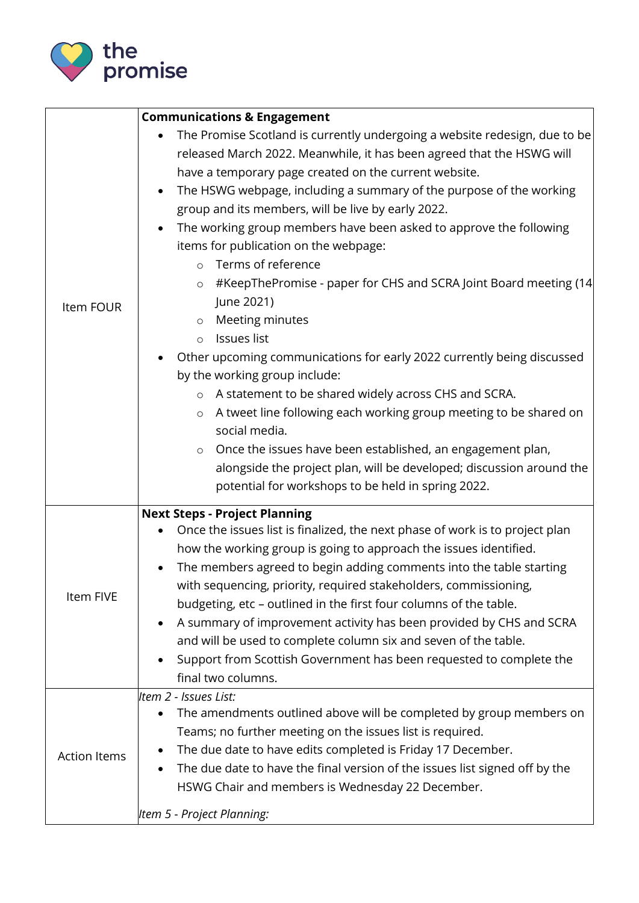| | |
|---|---|
| Item FOUR | **Communications & Engagement**<br>• The Promise Scotland is currently undergoing a website redesign, due to be released March 2022. Meanwhile, it has been agreed that the HSWG will have a temporary page created on the current website.<br>• The HSWG webpage, including a summary of the purpose of the working group and its members, will be live by early 2022.<br>• The working group members have been asked to approve the following items for publication on the webpage:<br>  ○ Terms of reference<br>  ○ #KeepThePromise - paper for CHS and SCRA Joint Board meeting (14 June 2021)<br>  ○ Meeting minutes<br>  ○ Issues list<br>• Other upcoming communications for early 2022 currently being discussed by the working group include:<br>  ○ A statement to be shared widely across CHS and SCRA.<br>  ○ A tweet line following each working group meeting to be shared on social media.<br>  ○ Once the issues have been established, an engagement plan, alongside the project plan, will be developed; discussion around the potential for workshops to be held in spring 2022. |
| Item FIVE | **Next Steps - Project Planning**<br>• Once the issues list is finalized, the next phase of work is to project plan how the working group is going to approach the issues identified.<br>• The members agreed to begin adding comments into the table starting with sequencing, priority, required stakeholders, commissioning, budgeting, etc – outlined in the first four columns of the table.<br>• A summary of improvement activity has been provided by CHS and SCRA and will be used to complete column six and seven of the table.<br>• Support from Scottish Government has been requested to complete the final two columns. |
| Action Items | *Item 2 - Issues List:*<br>• The amendments outlined above will be completed by group members on Teams; no further meeting on the issues list is required.<br>• The due date to have edits completed is Friday 17 December.<br>• The due date to have the final version of the issues list signed off by the HSWG Chair and members is Wednesday 22 December.<br><br>*Item 5 - Project Planning:* |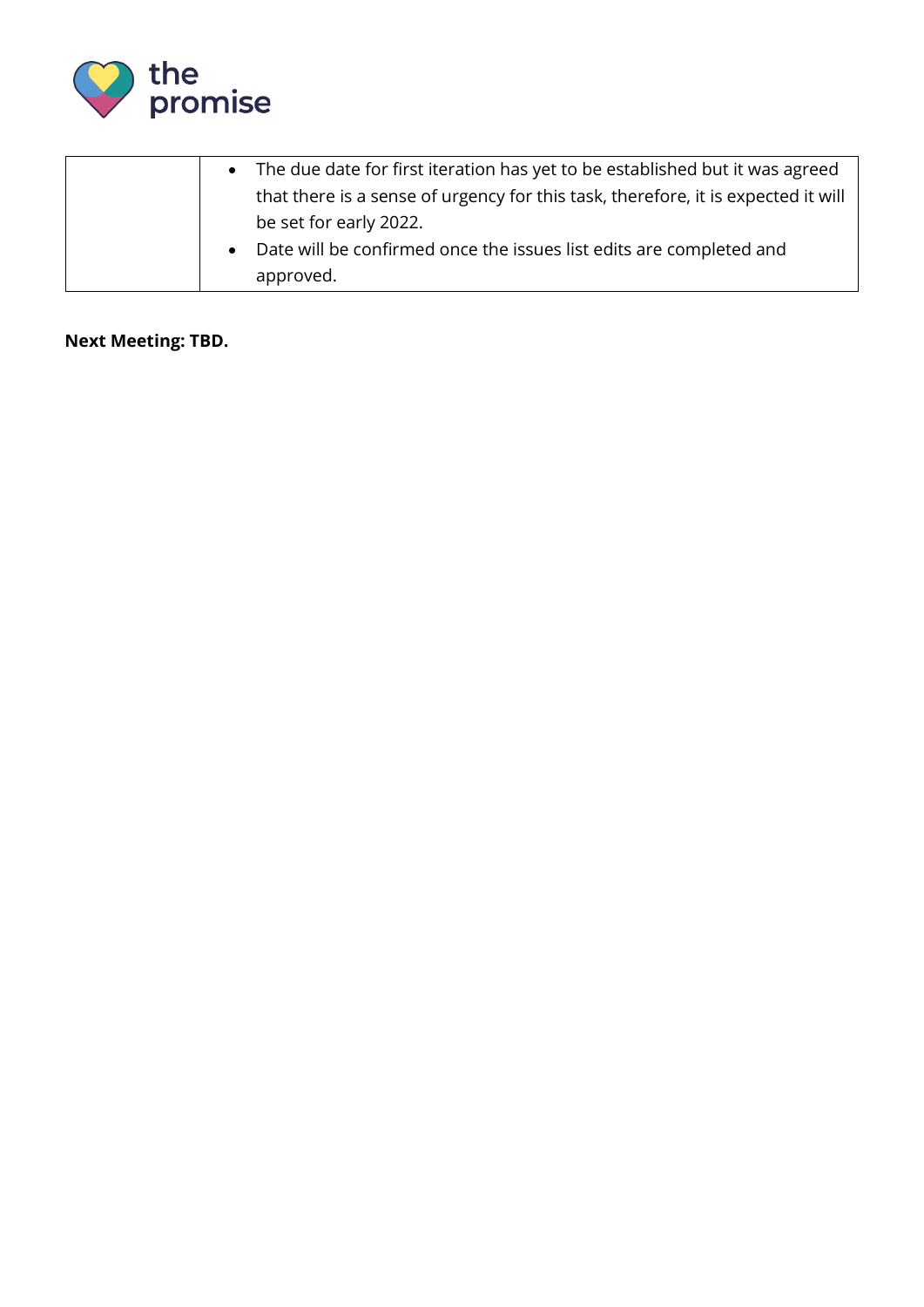| | |
|---|---|
| | • The due date for first iteration has yet to be established but it was agreed that there is a sense of urgency for this task, therefore, it is expected it will be set for early 2022.<br>• Date will be confirmed once the issues list edits are completed and approved. |

**Next Meeting: TBD.**